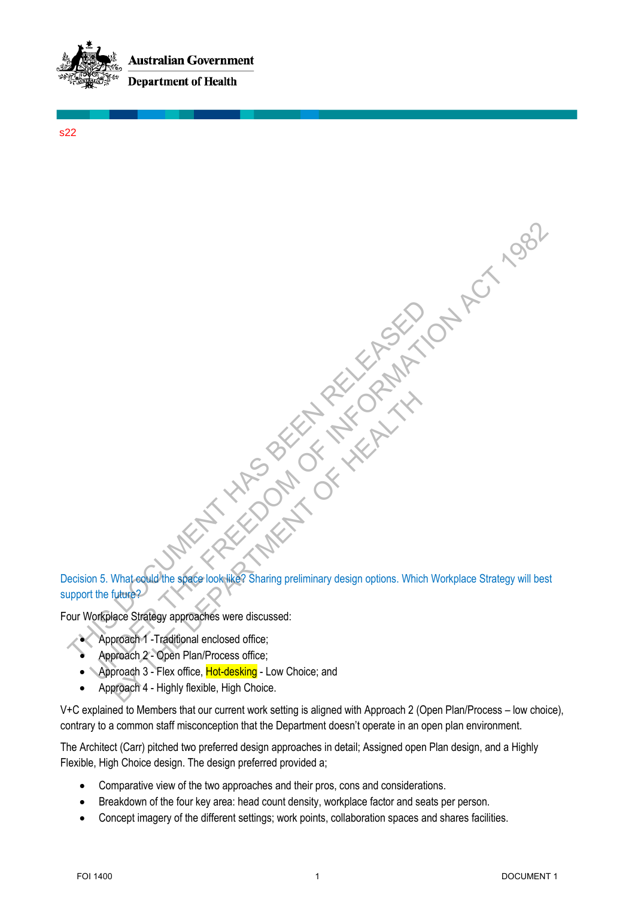**Australian Government**

**Department of Health**

s22

THIS DOCUMENT HAS BEEN RELEASED UNDER THE FREEDOM OF INFORMATION ACT 1982 BY THE DEPARTMENT OF HEALTH

### Decision 5. What could the space look like? Sharing preliminary design options. Which Workplace Strategy will best support the future?

Four Workplace Strategy approaches were discussed:

- Approach 1 -Traditional enclosed office;
- Approach 2 - Open Plan/Process office;
- Approach 3 - Flex office, Hot-desking - Low Choice; and
- Approach 4 - Highly flexible, High Choice.

V+C explained to Members that our current work setting is aligned with Approach 2 (Open Plan/Process – low choice), contrary to a common staff misconception that the Department doesn't operate in an open plan environment.

The Architect (Carr) pitched two preferred design approaches in detail; Assigned open Plan design, and a Highly Flexible, High Choice design. The design preferred provided a;

- Comparative view of the two approaches and their pros, cons and considerations.
- Breakdown of the four key area: head count density, workplace factor and seats per person.
- Concept imagery of the different settings; work points, collaboration spaces and shares facilities.

FOI 1400 DOCUMENT 1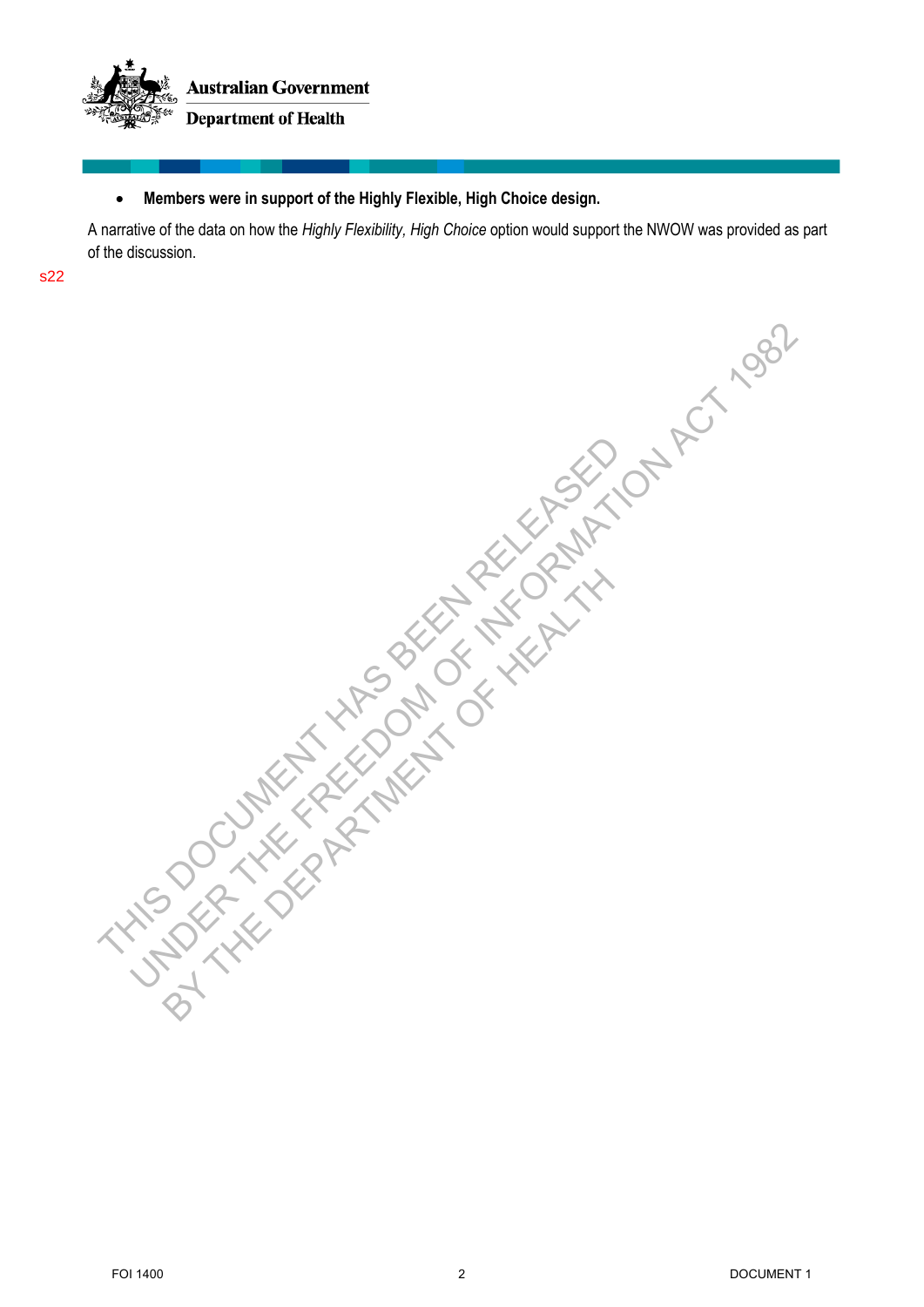- **Members were in support of the Highly Flexible, High Choice design.**

A narrative of the data on how the *Highly Flexibility, High Choice* option would support the NWOW was provided as part of the discussion.

s22